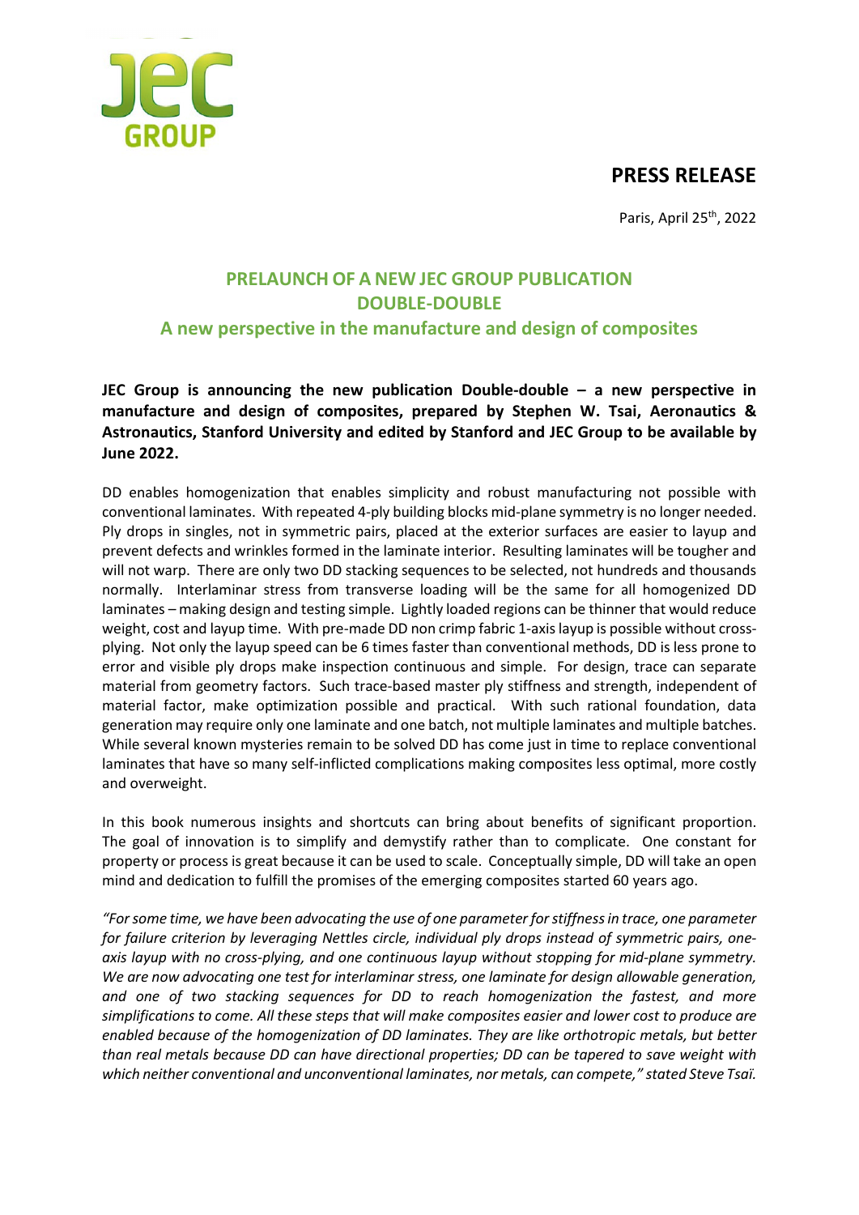# PRESS RELEASE

Paris, April 25th, 2022

## PRELAUNCH OF A NEW JEC GROUP PUBLICATION DOUBLE-DOUBLE

### A new perspective in the manufacture and design of composites

**JEC Group is announcing the new publication Double-double – a new perspective in manufacture and design of composites, prepared by Stephen W. Tsai, Aeronautics & Astronautics, Stanford University and edited by Stanford and JEC Group to be available by June 2022.**

DD enables homogenization that enables simplicity and robust manufacturing not possible with conventional laminates. With repeated 4-ply building blocks mid-plane symmetry is no longer needed. Ply drops in singles, not in symmetric pairs, placed at the exterior surfaces are easier to layup and prevent defects and wrinkles formed in the laminate interior. Resulting laminates will be tougher and will not warp. There are only two DD stacking sequences to be selected, not hundreds and thousands normally. Interlaminar stress from transverse loading will be the same for all homogenized DD laminates – making design and testing simple. Lightly loaded regions can be thinner that would reduce weight, cost and layup time. With pre-made DD non crimp fabric 1-axis layup is possible without cross-plying. Not only the layup speed can be 6 times faster than conventional methods, DD is less prone to error and visible ply drops make inspection continuous and simple. For design, trace can separate material from geometry factors. Such trace-based master ply stiffness and strength, independent of material factor, make optimization possible and practical. With such rational foundation, data generation may require only one laminate and one batch, not multiple laminates and multiple batches. While several known mysteries remain to be solved DD has come just in time to replace conventional laminates that have so many self-inflicted complications making composites less optimal, more costly and overweight.

In this book numerous insights and shortcuts can bring about benefits of significant proportion. The goal of innovation is to simplify and demystify rather than to complicate. One constant for property or process is great because it can be used to scale. Conceptually simple, DD will take an open mind and dedication to fulfill the promises of the emerging composites started 60 years ago.

*"For some time, we have been advocating the use of one parameter for stiffness in trace, one parameter for failure criterion by leveraging Nettles circle, individual ply drops instead of symmetric pairs, one-axis layup with no cross-plying, and one continuous layup without stopping for mid-plane symmetry. We are now advocating one test for interlaminar stress, one laminate for design allowable generation, and one of two stacking sequences for DD to reach homogenization the fastest, and more simplifications to come. All these steps that will make composites easier and lower cost to produce are enabled because of the homogenization of DD laminates. They are like orthotropic metals, but better than real metals because DD can have directional properties; DD can be tapered to save weight with which neither conventional and unconventional laminates, nor metals, can compete," stated Steve Tsaï.*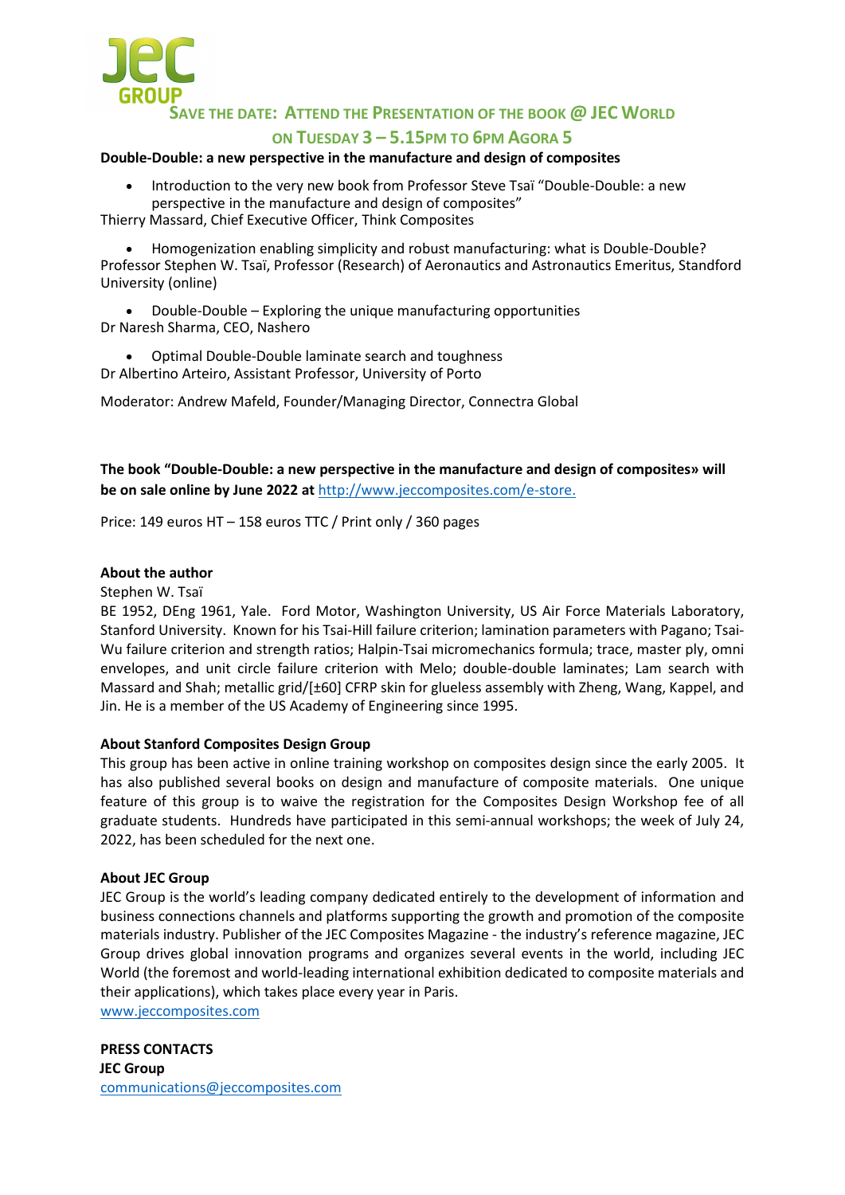## Save the date: Attend the presentation of the book @ JEC World on Tuesday 3 – 5.15pm to 6pm Agora 5

**Double-Double: a new perspective in the manufacture and design of composites**

- Introduction to the very new book from Professor Steve Tsaï "Double-Double: a new perspective in the manufacture and design of composites"

Thierry Massard, Chief Executive Officer, Think Composites

- Homogenization enabling simplicity and robust manufacturing: what is Double-Double?

Professor Stephen W. Tsaï, Professor (Research) of Aeronautics and Astronautics Emeritus, Standford University (online)

- Double-Double – Exploring the unique manufacturing opportunities

Dr Naresh Sharma, CEO, Nashero

- Optimal Double-Double laminate search and toughness

Dr Albertino Arteiro, Assistant Professor, University of Porto

Moderator: Andrew Mafeld, Founder/Managing Director, Connectra Global

**The book "Double-Double: a new perspective in the manufacture and design of composites» will be on sale online by June 2022 at** [http://www.jeccomposites.com/e-store.](http://www.jeccomposites.com/e-store)

Price: 149 euros HT – 158 euros TTC / Print only / 360 pages

**About the author**

Stephen W. Tsaï

BE 1952, DEng 1961, Yale. Ford Motor, Washington University, US Air Force Materials Laboratory, Stanford University. Known for his Tsai-Hill failure criterion; lamination parameters with Pagano; Tsai-Wu failure criterion and strength ratios; Halpin-Tsai micromechanics formula; trace, master ply, omni envelopes, and unit circle failure criterion with Melo; double-double laminates; Lam search with Massard and Shah; metallic grid/[±60] CFRP skin for glueless assembly with Zheng, Wang, Kappel, and Jin. He is a member of the US Academy of Engineering since 1995.

**About Stanford Composites Design Group**

This group has been active in online training workshop on composites design since the early 2005. It has also published several books on design and manufacture of composite materials. One unique feature of this group is to waive the registration for the Composites Design Workshop fee of all graduate students. Hundreds have participated in this semi-annual workshops; the week of July 24, 2022, has been scheduled for the next one.

**About JEC Group**

JEC Group is the world's leading company dedicated entirely to the development of information and business connections channels and platforms supporting the growth and promotion of the composite materials industry. Publisher of the JEC Composites Magazine - the industry's reference magazine, JEC Group drives global innovation programs and organizes several events in the world, including JEC World (the foremost and world-leading international exhibition dedicated to composite materials and their applications), which takes place every year in Paris.

[www.jeccomposites.com](http://www.jeccomposites.com)

**PRESS CONTACTS**

**JEC Group**

[communications@jeccomposites.com](mailto:communications@jeccomposites.com)